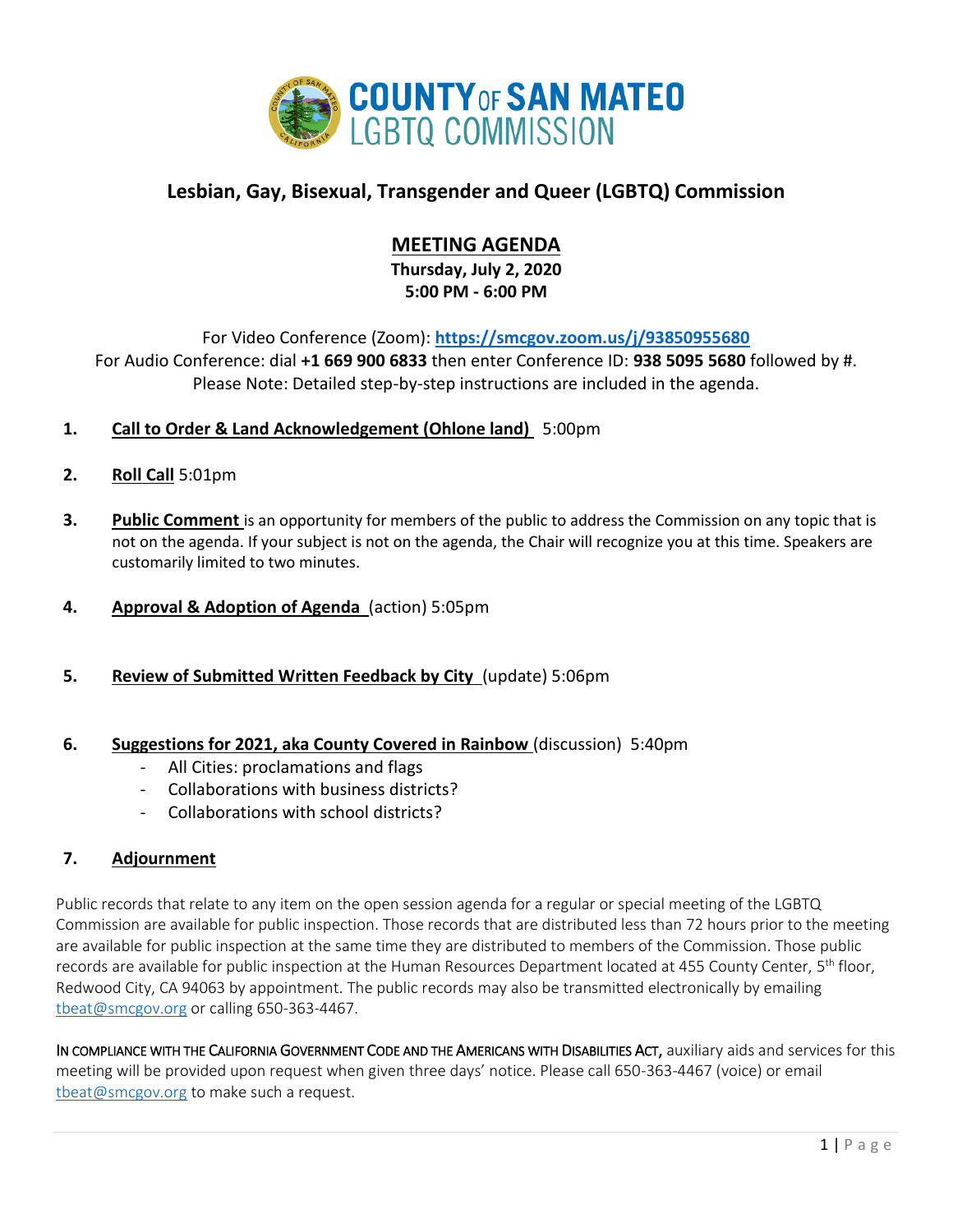# COUNTY OF SAN MATEO LGBTQ COMMISSION

## Lesbian, Gay, Bisexual, Transgender and Queer (LGBTQ) Commission

### MEETING AGENDA

**Thursday, July 2, 2020**
**5:00 PM - 6:00 PM**

For Video Conference (Zoom): **https://smcgov.zoom.us/j/93850955680**
For Audio Conference: dial **+1 669 900 6833** then enter Conference ID: **938 5095 5680** followed by #.
Please Note: Detailed step-by-step instructions are included in the agenda.

1. **Call to Order & Land Acknowledgement (Ohlone land)** 5:00pm

2. **Roll Call** 5:01pm

3. **Public Comment** is an opportunity for members of the public to address the Commission on any topic that is not on the agenda. If your subject is not on the agenda, the Chair will recognize you at this time. Speakers are customarily limited to two minutes.

4. **Approval & Adoption of Agenda** (action) 5:05pm

5. **Review of Submitted Written Feedback by City** (update) 5:06pm

6. **Suggestions for 2021, aka County Covered in Rainbow** (discussion) 5:40pm
   - All Cities: proclamations and flags
   - Collaborations with business districts?
   - Collaborations with school districts?

7. **Adjournment**

Public records that relate to any item on the open session agenda for a regular or special meeting of the LGBTQ Commission are available for public inspection. Those records that are distributed less than 72 hours prior to the meeting are available for public inspection at the same time they are distributed to members of the Commission. Those public records are available for public inspection at the Human Resources Department located at 455 County Center, 5th floor, Redwood City, CA 94063 by appointment. The public records may also be transmitted electronically by emailing tbeat@smcgov.org or calling 650-363-4467.

IN COMPLIANCE WITH THE CALIFORNIA GOVERNMENT CODE AND THE AMERICANS WITH DISABILITIES ACT, auxiliary aids and services for this meeting will be provided upon request when given three days' notice. Please call 650-363-4467 (voice) or email tbeat@smcgov.org to make such a request.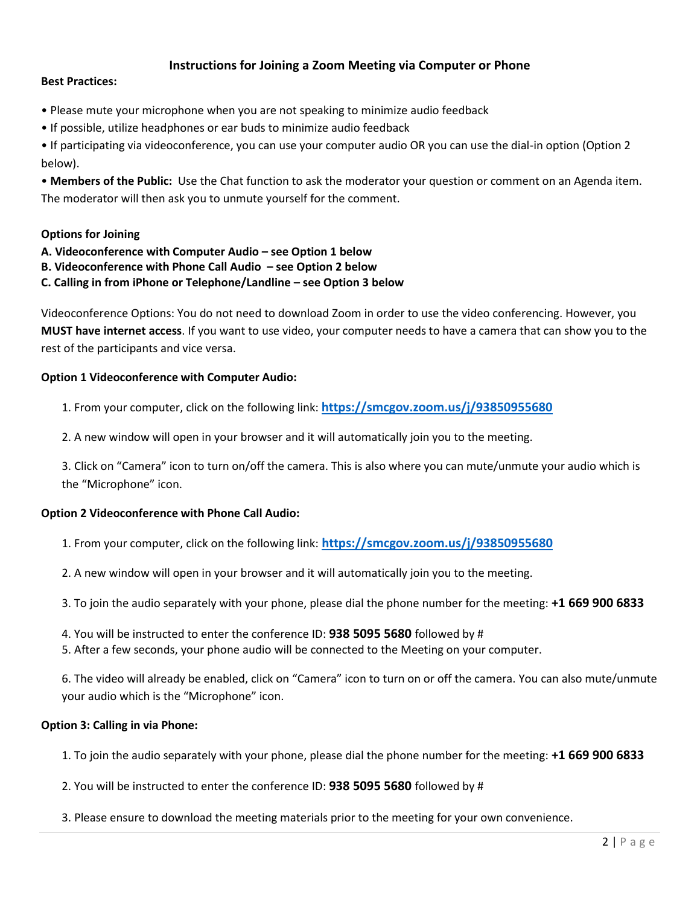## Instructions for Joining a Zoom Meeting via Computer or Phone

**Best Practices:**

- Please mute your microphone when you are not speaking to minimize audio feedback
- If possible, utilize headphones or ear buds to minimize audio feedback
- If participating via videoconference, you can use your computer audio OR you can use the dial-in option (Option 2 below).
- **Members of the Public:** Use the Chat function to ask the moderator your question or comment on an Agenda item. The moderator will then ask you to unmute yourself for the comment.

**Options for Joining**

**A. Videoconference with Computer Audio – see Option 1 below**
**B. Videoconference with Phone Call Audio – see Option 2 below**
**C. Calling in from iPhone or Telephone/Landline – see Option 3 below**

Videoconference Options: You do not need to download Zoom in order to use the video conferencing. However, you **MUST have internet access**. If you want to use video, your computer needs to have a camera that can show you to the rest of the participants and vice versa.

**Option 1 Videoconference with Computer Audio:**

1. From your computer, click on the following link: **https://smcgov.zoom.us/j/93850955680**

2. A new window will open in your browser and it will automatically join you to the meeting.

3. Click on "Camera" icon to turn on/off the camera. This is also where you can mute/unmute your audio which is the "Microphone" icon.

**Option 2 Videoconference with Phone Call Audio:**

1. From your computer, click on the following link: **https://smcgov.zoom.us/j/93850955680**

2. A new window will open in your browser and it will automatically join you to the meeting.

3. To join the audio separately with your phone, please dial the phone number for the meeting: **+1 669 900 6833**

4. You will be instructed to enter the conference ID: **938 5095 5680** followed by #
5. After a few seconds, your phone audio will be connected to the Meeting on your computer.

6. The video will already be enabled, click on "Camera" icon to turn on or off the camera. You can also mute/unmute your audio which is the "Microphone" icon.

**Option 3: Calling in via Phone:**

1. To join the audio separately with your phone, please dial the phone number for the meeting: **+1 669 900 6833**

2. You will be instructed to enter the conference ID: **938 5095 5680** followed by #

3. Please ensure to download the meeting materials prior to the meeting for your own convenience.